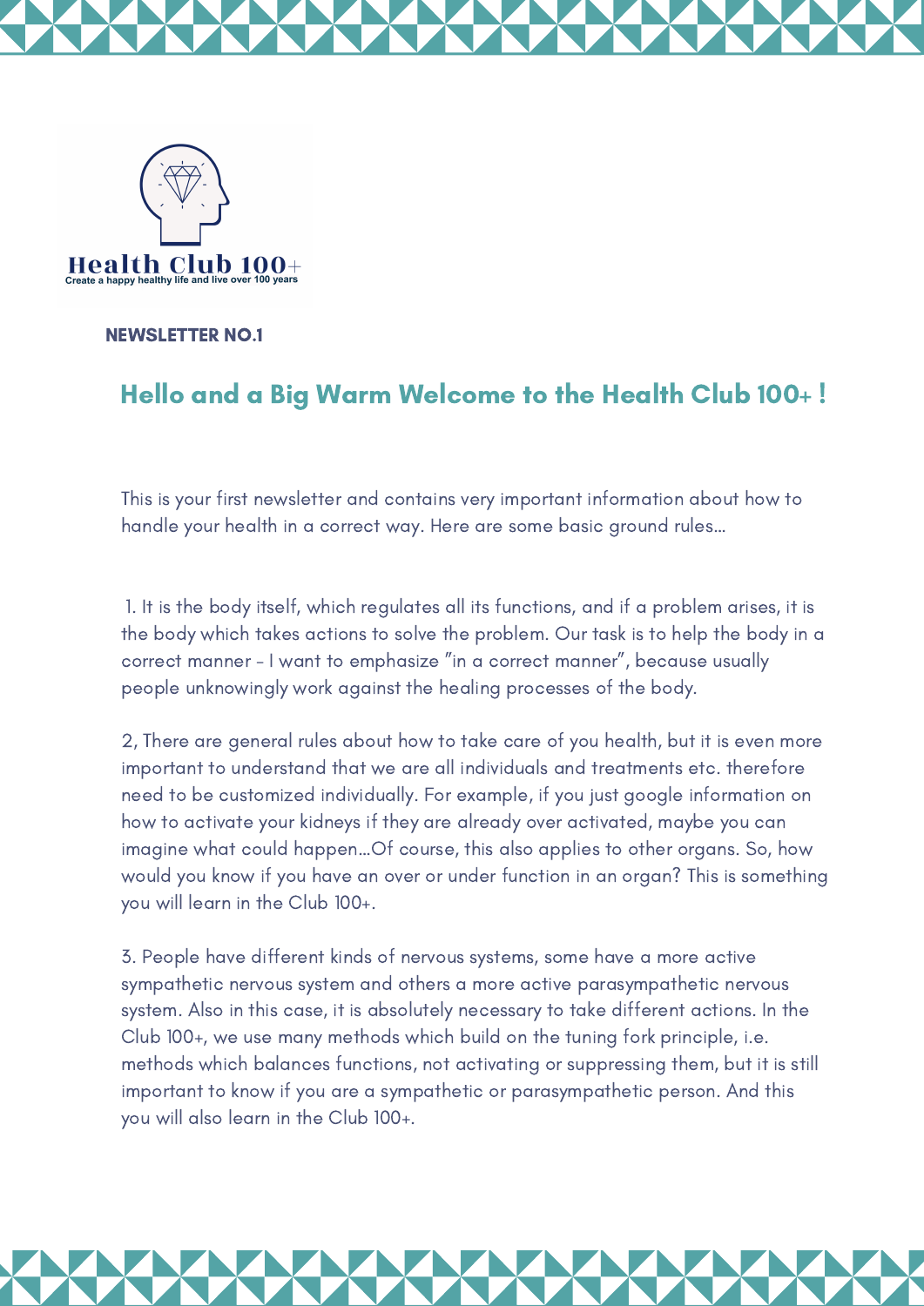Health Club 100+
Create a happy healthy life and live over 100 years

**NEWSLETTER NO.1**

## Hello and a Big Warm Welcome to the Health Club 100+ !

This is your first newsletter and contains very important information about how to handle your health in a correct way. Here are some basic ground rules...

1. It is the body itself, which regulates all its functions, and if a problem arises, it is the body which takes actions to solve the problem. Our task is to help the body in a correct manner - I want to emphasize "in a correct manner", because usually people unknowingly work against the healing processes of the body.

2, There are general rules about how to take care of you health, but it is even more important to understand that we are all individuals and treatments etc. therefore need to be customized individually. For example, if you just google information on how to activate your kidneys if they are already over activated, maybe you can imagine what could happen...Of course, this also applies to other organs. So, how would you know if you have an over or under function in an organ? This is something you will learn in the Club 100+.

3. People have different kinds of nervous systems, some have a more active sympathetic nervous system and others a more active parasympathetic nervous system. Also in this case, it is absolutely necessary to take different actions. In the Club 100+, we use many methods which build on the tuning fork principle, i.e. methods which balances functions, not activating or suppressing them, but it is still important to know if you are a sympathetic or parasympathetic person. And this you will also learn in the Club 100+.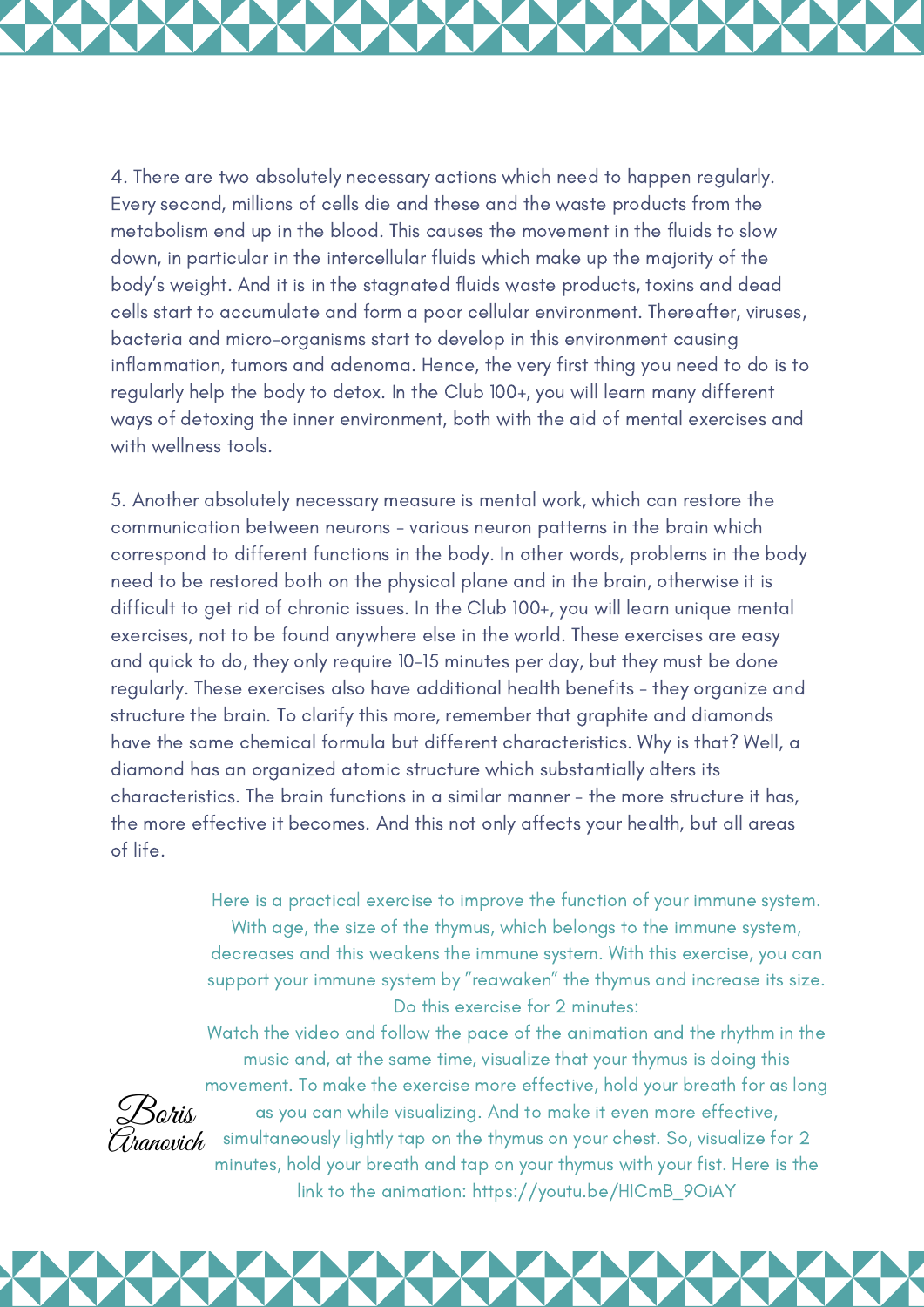4. There are two absolutely necessary actions which need to happen regularly. Every second, millions of cells die and these and the waste products from the metabolism end up in the blood. This causes the movement in the fluids to slow down, in particular in the intercellular fluids which make up the majority of the body's weight. And it is in the stagnated fluids waste products, toxins and dead cells start to accumulate and form a poor cellular environment. Thereafter, viruses, bacteria and micro-organisms start to develop in this environment causing inflammation, tumors and adenoma. Hence, the very first thing you need to do is to regularly help the body to detox. In the Club 100+, you will learn many different ways of detoxing the inner environment, both with the aid of mental exercises and with wellness tools.

5. Another absolutely necessary measure is mental work, which can restore the communication between neurons - various neuron patterns in the brain which correspond to different functions in the body. In other words, problems in the body need to be restored both on the physical plane and in the brain, otherwise it is difficult to get rid of chronic issues. In the Club 100+, you will learn unique mental exercises, not to be found anywhere else in the world. These exercises are easy and quick to do, they only require 10-15 minutes per day, but they must be done regularly. These exercises also have additional health benefits - they organize and structure the brain. To clarify this more, remember that graphite and diamonds have the same chemical formula but different characteristics. Why is that? Well, a diamond has an organized atomic structure which substantially alters its characteristics. The brain functions in a similar manner - the more structure it has, the more effective it becomes. And this not only affects your health, but all areas of life.

Here is a practical exercise to improve the function of your immune system. With age, the size of the thymus, which belongs to the immune system, decreases and this weakens the immune system. With this exercise, you can support your immune system by "reawaken" the thymus and increase its size. Do this exercise for 2 minutes:

Watch the video and follow the pace of the animation and the rhythm in the music and, at the same time, visualize that your thymus is doing this movement. To make the exercise more effective, hold your breath for as long as you can while visualizing. And to make it even more effective, simultaneously lightly tap on the thymus on your chest. So, visualize for 2 minutes, hold your breath and tap on your thymus with your fist. Here is the link to the animation: https://youtu.be/HlCmB_9OiAY

*Boris Aranovich*